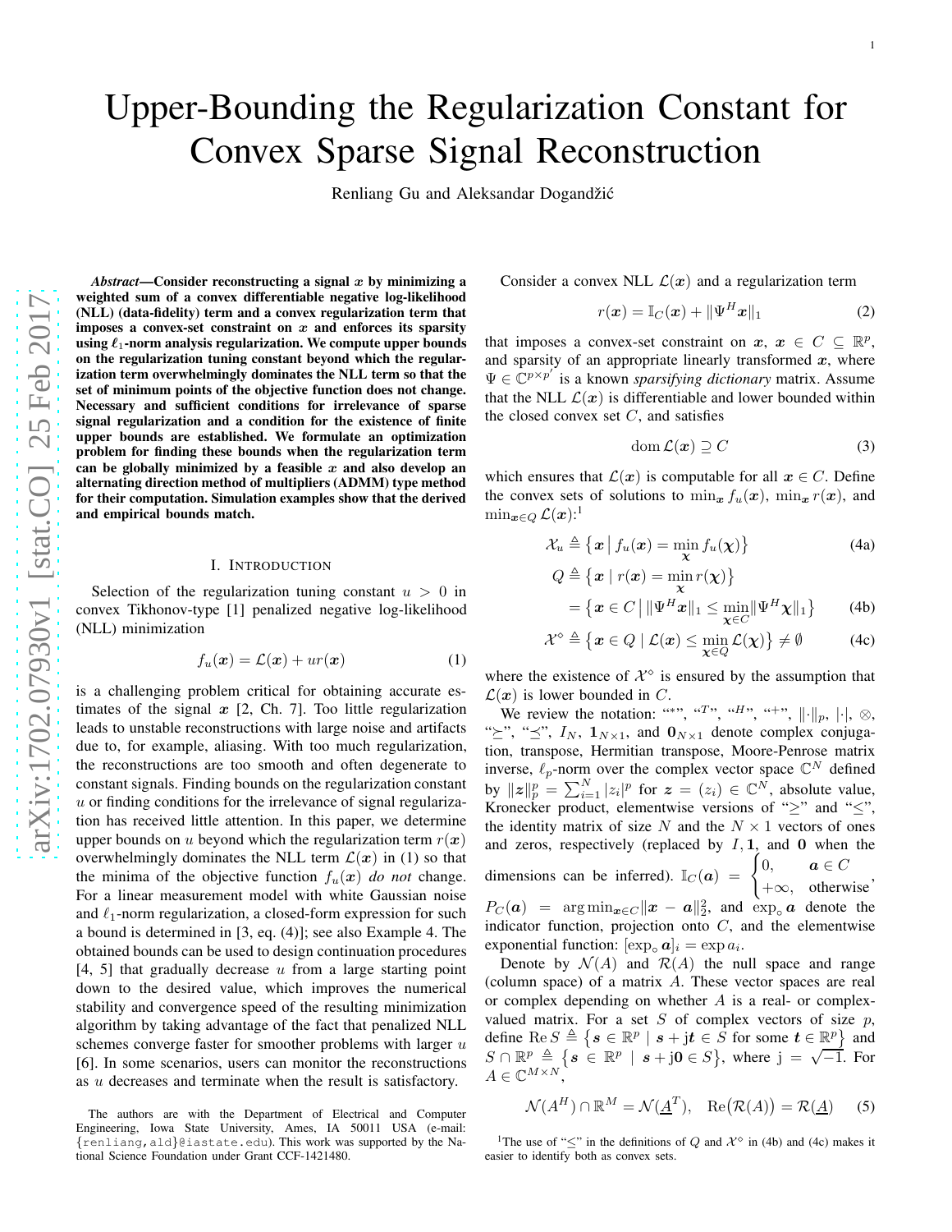# Upper-Bounding the Regularization Constant for Convex Sparse Signal Reconstruction

Renliang Gu and Aleksandar Dogandžić

***Abstract*—Consider reconstructing a signal $x$ by minimizing a weighted sum of a convex differentiable negative log-likelihood (NLL) (data-fidelity) term and a convex regularization term that imposes a convex-set constraint on $x$ and enforces its sparsity using $\ell_1$-norm analysis regularization. We compute upper bounds on the regularization tuning constant beyond which the regularization term overwhelmingly dominates the NLL term so that the set of minimum points of the objective function does not change. Necessary and sufficient conditions for irrelevance of sparse signal regularization and a condition for the existence of finite upper bounds are established. We formulate an optimization problem for finding these bounds when the regularization term can be globally minimized by a feasible $x$ and also develop an alternating direction method of multipliers (ADMM) type method for their computation. Simulation examples show that the derived and empirical bounds match.**

## I. Introduction

Selection of the regularization tuning constant $u > 0$ in convex Tikhonov-type [1] penalized negative log-likelihood (NLL) minimization

$$f_u(\boldsymbol{x}) = \mathcal{L}(\boldsymbol{x}) + u r(\boldsymbol{x}) \tag{1}$$

is a challenging problem critical for obtaining accurate estimates of the signal $\boldsymbol{x}$ [2, Ch. 7]. Too little regularization leads to unstable reconstructions with large noise and artifacts due to, for example, aliasing. With too much regularization, the reconstructions are too smooth and often degenerate to constant signals. Finding bounds on the regularization constant $u$ or finding conditions for the irrelevance of signal regularization has received little attention. In this paper, we determine upper bounds on $u$ beyond which the regularization term $r(\boldsymbol{x})$ overwhelmingly dominates the NLL term $\mathcal{L}(\boldsymbol{x})$ in (1) so that the minima of the objective function $f_u(\boldsymbol{x})$ *do not* change. For a linear measurement model with white Gaussian noise and $\ell_1$-norm regularization, a closed-form expression for such a bound is determined in [3, eq. (4)]; see also Example 4. The obtained bounds can be used to design continuation procedures [4, 5] that gradually decrease $u$ from a large starting point down to the desired value, which improves the numerical stability and convergence speed of the resulting minimization algorithm by taking advantage of the fact that penalized NLL schemes converge faster for smoother problems with larger $u$ [6]. In some scenarios, users can monitor the reconstructions as $u$ decreases and terminate when the result is satisfactory.

The authors are with the Department of Electrical and Computer Engineering, Iowa State University, Ames, IA 50011 USA (e-mail: {renliang,ald}@iastate.edu). This work was supported by the National Science Foundation under Grant CCF-1421480.

Consider a convex NLL $\mathcal{L}(\boldsymbol{x})$ and a regularization term

$$r(\boldsymbol{x}) = \mathbb{I}_C(\boldsymbol{x}) + \|\Psi^H \boldsymbol{x}\|_1 \tag{2}$$

that imposes a convex-set constraint on $\boldsymbol{x}$, $\boldsymbol{x} \in C \subseteq \mathbb{R}^p$, and sparsity of an appropriate linearly transformed $\boldsymbol{x}$, where $\Psi \in \mathbb{C}^{p \times p'}$ is a known *sparsifying dictionary* matrix. Assume that the NLL $\mathcal{L}(\boldsymbol{x})$ is differentiable and lower bounded within the closed convex set $C$, and satisfies

$$\operatorname{dom} \mathcal{L}(\boldsymbol{x}) \supseteq C \tag{3}$$

which ensures that $\mathcal{L}(\boldsymbol{x})$ is computable for all $\boldsymbol{x} \in C$. Define the convex sets of solutions to $\min_{\boldsymbol{x}} f_u(\boldsymbol{x})$, $\min_{\boldsymbol{x}} r(\boldsymbol{x})$, and $\min_{\boldsymbol{x} \in Q} \mathcal{L}(\boldsymbol{x})$:[1]

$$\mathcal{X}_u \triangleq \big\{ \boldsymbol{x} \,\big|\, f_u(\boldsymbol{x}) = \min_{\boldsymbol{\chi}} f_u(\boldsymbol{\chi}) \big\} \tag{4a}$$

$$\begin{aligned} Q &\triangleq \big\{ \boldsymbol{x} \mid r(\boldsymbol{x}) = \min_{\boldsymbol{\chi}} r(\boldsymbol{\chi}) \big\} \\ &= \big\{ \boldsymbol{x} \in C \,\big|\, \|\Psi^H \boldsymbol{x}\|_1 \le \min_{\boldsymbol{\chi} \in C} \|\Psi^H \boldsymbol{\chi}\|_1 \big\} \end{aligned} \tag{4b}$$

$$\mathcal{X}^\diamond \triangleq \big\{ \boldsymbol{x} \in Q \mid \mathcal{L}(\boldsymbol{x}) \le \min_{\boldsymbol{\chi} \in Q} \mathcal{L}(\boldsymbol{\chi}) \big\} \neq \emptyset \tag{4c}$$

where the existence of $\mathcal{X}^\diamond$ is ensured by the assumption that $\mathcal{L}(\boldsymbol{x})$ is lower bounded in $C$.

We review the notation: "$^*$", "$^T$", "$^H$", "$^+$", $\|\cdot\|_p$, $|\cdot|$, $\otimes$, "$\succeq$", "$\preceq$", $I_N$, $\mathbf{1}_{N\times 1}$, and $\mathbf{0}_{N \times 1}$ denote complex conjugation, transpose, Hermitian transpose, Moore-Penrose matrix inverse, $\ell_p$-norm over the complex vector space $\mathbb{C}^N$ defined by $\|\boldsymbol{z}\|_p^p = \sum_{i=1}^N |z_i|^p$ for $\boldsymbol{z} = (z_i) \in \mathbb{C}^N$, absolute value, Kronecker product, elementwise versions of "$\geq$" and "$\leq$", the identity matrix of size $N$ and the $N \times 1$ vectors of ones and zeros, respectively (replaced by $I, \mathbf{1}$, and $\mathbf{0}$ when the dimensions can be inferred). $\mathbb{I}_C(\boldsymbol{a}) = \begin{cases} 0, & \boldsymbol{a} \in C \\ +\infty, & \text{otherwise} \end{cases}$, $P_C(\boldsymbol{a}) = \arg\min_{\boldsymbol{x} \in C} \|\boldsymbol{x} - \boldsymbol{a}\|_2^2$, and $\exp_\circ \boldsymbol{a}$ denote the indicator function, projection onto $C$, and the elementwise exponential function: $[\exp_\circ \boldsymbol{a}]_i = \exp a_i$.

Denote by $\mathcal{N}(A)$ and $\mathcal{R}(A)$ the null space and range (column space) of a matrix $A$. These vector spaces are real or complex depending on whether $A$ is a real- or complex-valued matrix. For a set $S$ of complex vectors of size $p$, define $\operatorname{Re} S \triangleq \{ \boldsymbol{s} \in \mathbb{R}^p \mid \boldsymbol{s} + \mathrm{j}\boldsymbol{t} \in S \text{ for some } \boldsymbol{t} \in \mathbb{R}^p \}$ and $S \cap \mathbb{R}^p \triangleq \{ \boldsymbol{s} \in \mathbb{R}^p \mid \boldsymbol{s} + \mathrm{j}\mathbf{0} \in S \}$, where $\mathrm{j} = \sqrt{-1}$. For $A \in \mathbb{C}^{M \times N}$,

$$\mathcal{N}(A^H) \cap \mathbb{R}^M = \mathcal{N}(\underline{A}^T), \quad \operatorname{Re}\big(\mathcal{R}(A)\big) = \mathcal{R}(\underline{A}) \tag{5}$$

[1] The use of "$\le$" in the definitions of $Q$ and $\mathcal{X}^\diamond$ in (4b) and (4c) makes it easier to identify both as convex sets.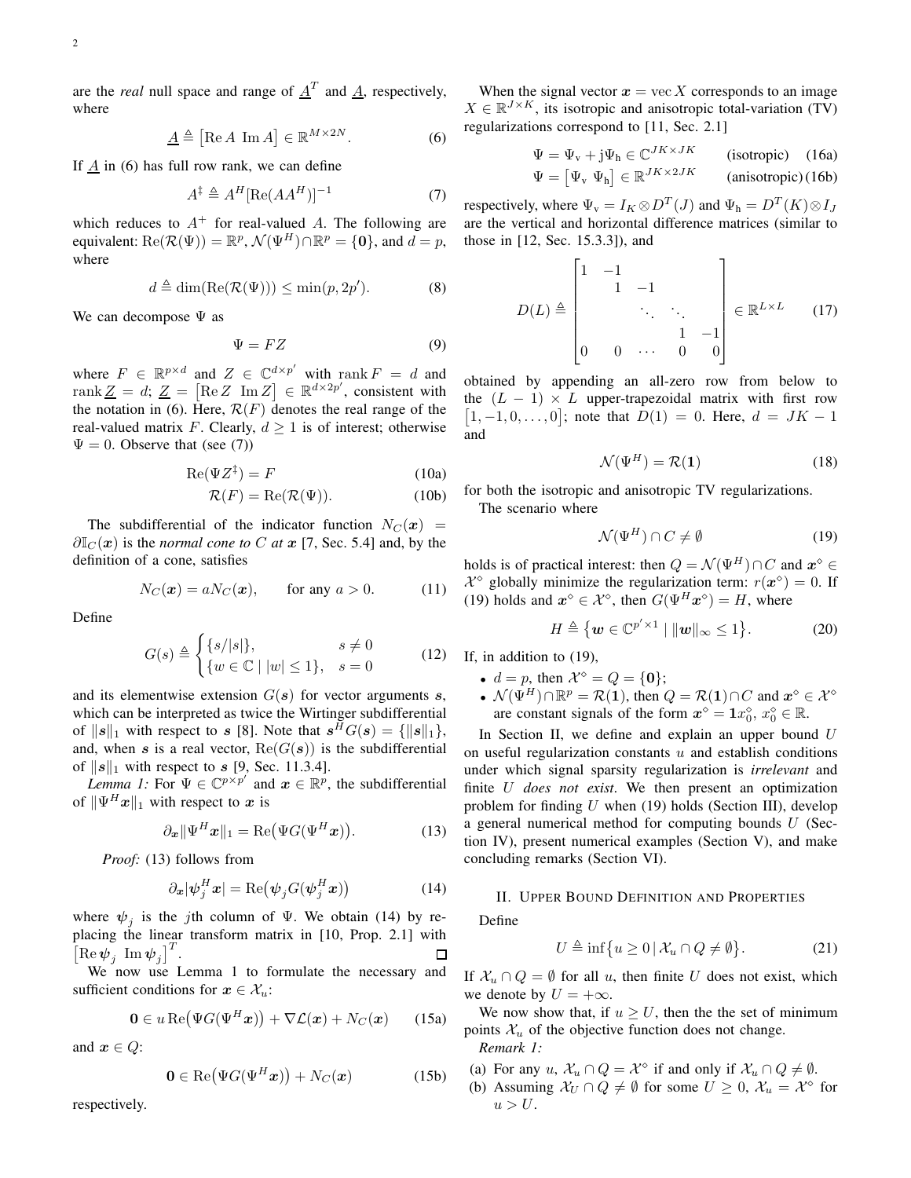are the *real* null space and range of $\underline{A}^T$ and $\underline{A}$, respectively, where

$$\underline{A} \triangleq \begin{bmatrix}\operatorname{Re} A & \operatorname{Im} A\end{bmatrix} \in \mathbb{R}^{M\times 2N}. \tag{6}$$

If $\underline{A}$ in (6) has full row rank, we can define

$$A^{\ddagger} \triangleq A^H [\operatorname{Re}(AA^H)]^{-1} \tag{7}$$

which reduces to $A^+$ for real-valued $A$. The following are equivalent: $\operatorname{Re}(\mathcal{R}(\Psi)) = \mathbb{R}^p$, $\mathcal{N}(\Psi^H) \cap \mathbb{R}^p = \{\mathbf{0}\}$, and $d = p$, where

$$d \triangleq \dim(\operatorname{Re}(\mathcal{R}(\Psi))) \le \min(p, 2p'). \tag{8}$$

We can decompose $\Psi$ as

$$\Psi = FZ \tag{9}$$

where $F \in \mathbb{R}^{p\times d}$ and $Z \in \mathbb{C}^{d\times p'}$ with $\operatorname{rank} F = d$ and $\operatorname{rank} \underline{Z} = d$; $\underline{Z} = \begin{bmatrix}\operatorname{Re} Z & \operatorname{Im} Z\end{bmatrix} \in \mathbb{R}^{d\times 2p'}$, consistent with the notation in (6). Here, $\mathcal{R}(F)$ denotes the real range of the real-valued matrix $F$. Clearly, $d \ge 1$ is of interest; otherwise $\Psi = 0$. Observe that (see (7))

$$\operatorname{Re}(\Psi Z^{\ddagger}) = F \tag{10a}$$

$$\mathcal{R}(F) = \operatorname{Re}(\mathcal{R}(\Psi)). \tag{10b}$$

The subdifferential of the indicator function $N_C(\boldsymbol{x}) = \partial \mathbb{I}_C(\boldsymbol{x})$ is the *normal cone to* $C$ *at* $\boldsymbol{x}$ [7, Sec. 5.4] and, by the definition of a cone, satisfies

$$N_C(\boldsymbol{x}) = aN_C(\boldsymbol{x}), \qquad \text{for any } a > 0. \tag{11}$$

Define

$$G(s) \triangleq \begin{cases}\{s/|s|\}, & s \ne 0\\ \{w \in \mathbb{C} \mid |w| \le 1\}, & s = 0\end{cases} \tag{12}$$

and its elementwise extension $G(\boldsymbol{s})$ for vector arguments $\boldsymbol{s}$, which can be interpreted as twice the Wirtinger subdifferential of $\|\boldsymbol{s}\|_1$ with respect to $\boldsymbol{s}$ [8]. Note that $\boldsymbol{s}^H G(\boldsymbol{s}) = \{\|\boldsymbol{s}\|_1\}$, and, when $\boldsymbol{s}$ is a real vector, $\operatorname{Re}(G(\boldsymbol{s}))$ is the subdifferential of $\|\boldsymbol{s}\|_1$ with respect to $\boldsymbol{s}$ [9, Sec. 11.3.4].

*Lemma 1:* For $\Psi \in \mathbb{C}^{p\times p'}$ and $\boldsymbol{x} \in \mathbb{R}^p$, the subdifferential of $\|\Psi^H \boldsymbol{x}\|_1$ with respect to $\boldsymbol{x}$ is

$$\partial_{\boldsymbol{x}} \|\Psi^H \boldsymbol{x}\|_1 = \operatorname{Re}\big(\Psi G(\Psi^H \boldsymbol{x})\big). \tag{13}$$

*Proof:* (13) follows from

$$\partial_{\boldsymbol{x}} |\boldsymbol{\psi}_j^H \boldsymbol{x}| = \operatorname{Re}\big(\boldsymbol{\psi}_j G(\boldsymbol{\psi}_j^H \boldsymbol{x})\big) \tag{14}$$

where $\boldsymbol{\psi}_j$ is the $j$th column of $\Psi$. We obtain (14) by replacing the linear transform matrix in [10, Prop. 2.1] with $\begin{bmatrix}\operatorname{Re} \boldsymbol{\psi}_j & \operatorname{Im} \boldsymbol{\psi}_j\end{bmatrix}^T$. ◻

We now use Lemma 1 to formulate the necessary and sufficient conditions for $\boldsymbol{x} \in \mathcal{X}_u$:

$$\mathbf{0} \in u \operatorname{Re}\big(\Psi G(\Psi^H \boldsymbol{x})\big) + \nabla \mathcal{L}(\boldsymbol{x}) + N_C(\boldsymbol{x}) \tag{15a}$$

and $\boldsymbol{x} \in Q$:

$$\mathbf{0} \in \operatorname{Re}\big(\Psi G(\Psi^H \boldsymbol{x})\big) + N_C(\boldsymbol{x}) \tag{15b}$$

respectively.

When the signal vector $\boldsymbol{x} = \operatorname{vec} X$ corresponds to an image $X \in \mathbb{R}^{J\times K}$, its isotropic and anisotropic total-variation (TV) regularizations correspond to [11, Sec. 2.1]

$$\Psi = \Psi_{\text{v}} + \text{j}\Psi_{\text{h}} \in \mathbb{C}^{JK\times JK} \qquad \text{(isotropic)} \tag{16a}$$

$$\Psi = \begin{bmatrix}\Psi_{\text{v}} & \Psi_{\text{h}}\end{bmatrix} \in \mathbb{R}^{JK\times 2JK} \qquad \text{(anisotropic)} \tag{16b}$$

respectively, where $\Psi_{\text{v}} = I_K \otimes D^T(J)$ and $\Psi_{\text{h}} = D^T(K) \otimes I_J$ are the vertical and horizontal difference matrices (similar to those in [12, Sec. 15.3.3]), and

$$D(L) \triangleq \begin{bmatrix}1 & -1 & & & \\ & 1 & -1 & & \\ & & \ddots & \ddots & \\ & & & 1 & -1\\ 0 & 0 & \cdots & 0 & 0\end{bmatrix} \in \mathbb{R}^{L\times L} \tag{17}$$

obtained by appending an all-zero row from below to the $(L-1) \times L$ upper-trapezoidal matrix with first row $\begin{bmatrix}1, -1, 0, \dots, 0\end{bmatrix}$; note that $D(1) = 0$. Here, $d = JK - 1$ and

$$\mathcal{N}(\Psi^H) = \mathcal{R}(\mathbf{1}) \tag{18}$$

for both the isotropic and anisotropic TV regularizations.

The scenario where

$$\mathcal{N}(\Psi^H) \cap C \ne \emptyset \tag{19}$$

holds is of practical interest: then $Q = \mathcal{N}(\Psi^H) \cap C$ and $\boldsymbol{x}^\diamond \in \mathcal{X}^\diamond$ globally minimize the regularization term: $r(\boldsymbol{x}^\diamond) = 0$. If (19) holds and $\boldsymbol{x}^\diamond \in \mathcal{X}^\diamond$, then $G(\Psi^H \boldsymbol{x}^\diamond) = H$, where

$$H \triangleq \big\{\boldsymbol{w} \in \mathbb{C}^{p'\times 1} \mid \|\boldsymbol{w}\|_\infty \le 1\big\}. \tag{20}$$

If, in addition to (19),

- $d = p$, then $\mathcal{X}^\diamond = Q = \{\mathbf{0}\}$;
- $\mathcal{N}(\Psi^H) \cap \mathbb{R}^p = \mathcal{R}(\mathbf{1})$, then $Q = \mathcal{R}(\mathbf{1}) \cap C$ and $\boldsymbol{x}^\diamond \in \mathcal{X}^\diamond$ are constant signals of the form $\boldsymbol{x}^\diamond = \mathbf{1}x_0^\diamond$, $x_0^\diamond \in \mathbb{R}$.

In Section II, we define and explain an upper bound $U$ on useful regularization constants $u$ and establish conditions under which signal sparsity regularization is *irrelevant* and finite $U$ *does not exist*. We then present an optimization problem for finding $U$ when (19) holds (Section III), develop a general numerical method for computing bounds $U$ (Section IV), present numerical examples (Section V), and make concluding remarks (Section VI).

## II. Upper Bound Definition and Properties

Define

$$U \triangleq \inf\big\{u \ge 0 \,|\, \mathcal{X}_u \cap Q \ne \emptyset\big\}. \tag{21}$$

If $\mathcal{X}_u \cap Q = \emptyset$ for all $u$, then finite $U$ does not exist, which we denote by $U = +\infty$.

We now show that, if $u \ge U$, then the the set of minimum points $\mathcal{X}_u$ of the objective function does not change.

*Remark 1:*

(a) For any $u$, $\mathcal{X}_u \cap Q = \mathcal{X}^\diamond$ if and only if $\mathcal{X}_u \cap Q \ne \emptyset$.

(b) Assuming $\mathcal{X}_U \cap Q \ne \emptyset$ for some $U \ge 0$, $\mathcal{X}_u = \mathcal{X}^\diamond$ for $u > U$.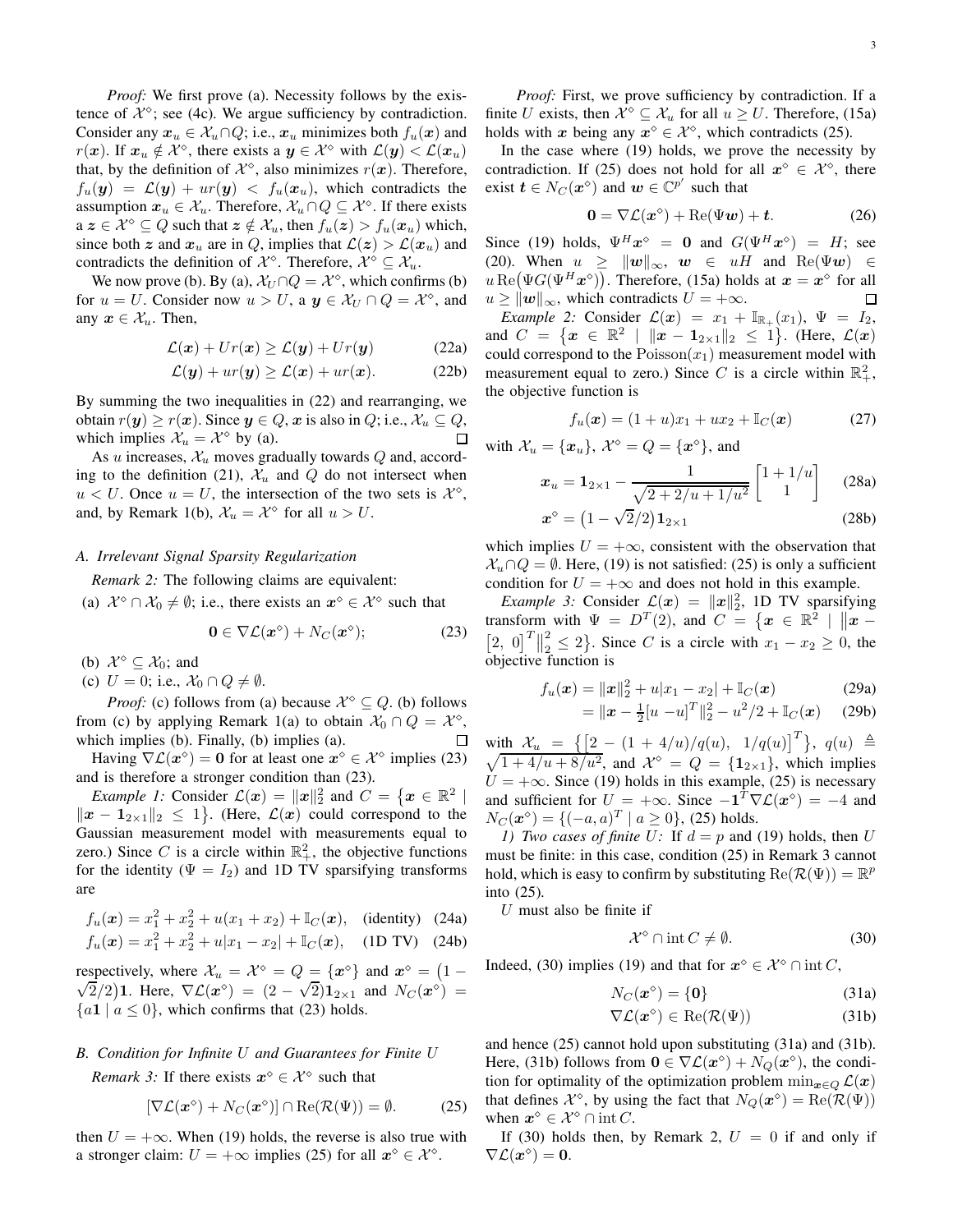*Proof:* We first prove (a). Necessity follows by the existence of $\mathcal{X}^\diamond$; see (4c). We argue sufficiency by contradiction. Consider any $\boldsymbol{x}_u \in \mathcal{X}_u \cap Q$; i.e., $\boldsymbol{x}_u$ minimizes both $f_u(\boldsymbol{x})$ and $r(\boldsymbol{x})$. If $\boldsymbol{x}_u \notin \mathcal{X}^\diamond$, there exists a $\boldsymbol{y} \in \mathcal{X}^\diamond$ with $\mathcal{L}(\boldsymbol{y}) < \mathcal{L}(\boldsymbol{x}_u)$ that, by the definition of $\mathcal{X}^\diamond$, also minimizes $r(\boldsymbol{x})$. Therefore, $f_u(\boldsymbol{y}) = \mathcal{L}(\boldsymbol{y}) + ur(\boldsymbol{y}) < f_u(\boldsymbol{x}_u)$, which contradicts the assumption $\boldsymbol{x}_u \in \mathcal{X}_u$. Therefore, $\mathcal{X}_u \cap Q \subseteq \mathcal{X}^\diamond$. If there exists a $\boldsymbol{z} \in \mathcal{X}^\diamond \subseteq Q$ such that $\boldsymbol{z} \notin \mathcal{X}_u$, then $f_u(\boldsymbol{z}) > f_u(\boldsymbol{x}_u)$ which, since both $\boldsymbol{z}$ and $\boldsymbol{x}_u$ are in $Q$, implies that $\mathcal{L}(\boldsymbol{z}) > \mathcal{L}(\boldsymbol{x}_u)$ and contradicts the definition of $\mathcal{X}^\diamond$. Therefore, $\mathcal{X}^\diamond \subseteq \mathcal{X}_u$.

We now prove (b). By (a), $\mathcal{X}_U \cap Q = \mathcal{X}^\diamond$, which confirms (b) for $u = U$. Consider now $u > U$, a $\boldsymbol{y} \in \mathcal{X}_U \cap Q = \mathcal{X}^\diamond$, and any $\boldsymbol{x} \in \mathcal{X}_u$. Then,

$$\mathcal{L}(\boldsymbol{x}) + Ur(\boldsymbol{x}) \geq \mathcal{L}(\boldsymbol{y}) + Ur(\boldsymbol{y}) \tag{22a}$$

$$\mathcal{L}(\boldsymbol{y}) + ur(\boldsymbol{y}) \geq \mathcal{L}(\boldsymbol{x}) + ur(\boldsymbol{x}). \tag{22b}$$

By summing the two inequalities in (22) and rearranging, we obtain $r(\boldsymbol{y}) \geq r(\boldsymbol{x})$. Since $\boldsymbol{y} \in Q$, $\boldsymbol{x}$ is also in $Q$; i.e., $\mathcal{X}_u \subseteq Q$, which implies $\mathcal{X}_u = \mathcal{X}^\diamond$ by (a). □

As $u$ increases, $\mathcal{X}_u$ moves gradually towards $Q$ and, according to the definition (21), $\mathcal{X}_u$ and $Q$ do not intersect when $u < U$. Once $u = U$, the intersection of the two sets is $\mathcal{X}^\diamond$, and, by Remark 1(b), $\mathcal{X}_u = \mathcal{X}^\diamond$ for all $u > U$.

### A. Irrelevant Signal Sparsity Regularization

*Remark 2:* The following claims are equivalent:

(a) $\mathcal{X}^\diamond \cap \mathcal{X}_0 \neq \emptyset$; i.e., there exists an $\boldsymbol{x}^\diamond \in \mathcal{X}^\diamond$ such that

$$\mathbf{0} \in \nabla\mathcal{L}(\boldsymbol{x}^\diamond) + N_C(\boldsymbol{x}^\diamond); \tag{23}$$

(b) $\mathcal{X}^\diamond \subseteq \mathcal{X}_0$; and

(c) $U = 0$; i.e., $\mathcal{X}_0 \cap Q \neq \emptyset$.

*Proof:* (c) follows from (a) because $\mathcal{X}^\diamond \subseteq Q$. (b) follows from (c) by applying Remark 1(a) to obtain $\mathcal{X}_0 \cap Q = \mathcal{X}^\diamond$, which implies (b). Finally, (b) implies (a). □

Having $\nabla\mathcal{L}(\boldsymbol{x}^\diamond) = \mathbf{0}$ for at least one $\boldsymbol{x}^\diamond \in \mathcal{X}^\diamond$ implies (23) and is therefore a stronger condition than (23).

*Example 1:* Consider $\mathcal{L}(\boldsymbol{x}) = \|\boldsymbol{x}\|_2^2$ and $C = \{\boldsymbol{x} \in \mathbb{R}^2 \mid \|\boldsymbol{x} - \mathbf{1}_{2\times 1}\|_2 \leq 1\}$. (Here, $\mathcal{L}(\boldsymbol{x})$ could correspond to the Gaussian measurement model with measurements equal to zero.) Since $C$ is a circle within $\mathbb{R}_+^2$, the objective functions for the identity ($\Psi = I_2$) and 1D TV sparsifying transforms are

$$f_u(\boldsymbol{x}) = x_1^2 + x_2^2 + u(x_1 + x_2) + \mathbb{I}_C(\boldsymbol{x}), \quad \text{(identity)} \tag{24a}$$

$$f_u(\boldsymbol{x}) = x_1^2 + x_2^2 + u|x_1 - x_2| + \mathbb{I}_C(\boldsymbol{x}), \quad \text{(1D TV)} \tag{24b}$$

respectively, where $\mathcal{X}_u = \mathcal{X}^\diamond = Q = \{\boldsymbol{x}^\diamond\}$ and $\boldsymbol{x}^\diamond = (1 - \sqrt{2}/2)\mathbf{1}$. Here, $\nabla\mathcal{L}(\boldsymbol{x}^\diamond) = (2 - \sqrt{2})\mathbf{1}_{2\times 1}$ and $N_C(\boldsymbol{x}^\diamond) = \{a\mathbf{1} \mid a \leq 0\}$, which confirms that (23) holds.

### B. Condition for Infinite $U$ and Guarantees for Finite $U$

*Remark 3:* If there exists $\boldsymbol{x}^\diamond \in \mathcal{X}^\diamond$ such that

$$[\nabla\mathcal{L}(\boldsymbol{x}^\diamond) + N_C(\boldsymbol{x}^\diamond)] \cap \operatorname{Re}(\mathcal{R}(\Psi)) = \emptyset. \tag{25}$$

then $U = +\infty$. When (19) holds, the reverse is also true with a stronger claim: $U = +\infty$ implies (25) for all $\boldsymbol{x}^\diamond \in \mathcal{X}^\diamond$.

*Proof:* First, we prove sufficiency by contradiction. If a finite $U$ exists, then $\mathcal{X}^\diamond \subseteq \mathcal{X}_u$ for all $u \geq U$. Therefore, (15a) holds with $\boldsymbol{x}$ being any $\boldsymbol{x}^\diamond \in \mathcal{X}^\diamond$, which contradicts (25).

In the case where (19) holds, we prove the necessity by contradiction. If (25) does not hold for all $\boldsymbol{x}^\diamond \in \mathcal{X}^\diamond$, there exist $\boldsymbol{t} \in N_C(\boldsymbol{x}^\diamond)$ and $\boldsymbol{w} \in \mathbb{C}^{p'}$ such that

$$\mathbf{0} = \nabla\mathcal{L}(\boldsymbol{x}^\diamond) + \operatorname{Re}(\Psi\boldsymbol{w}) + \boldsymbol{t}. \tag{26}$$

Since (19) holds, $\Psi^H\boldsymbol{x}^\diamond = \mathbf{0}$ and $G(\Psi^H\boldsymbol{x}^\diamond) = H$; see (20). When $u \geq \|\boldsymbol{w}\|_\infty$, $\boldsymbol{w} \in uH$ and $\operatorname{Re}(\Psi\boldsymbol{w}) \in u\operatorname{Re}\big(\Psi G(\Psi^H\boldsymbol{x}^\diamond)\big)$. Therefore, (15a) holds at $\boldsymbol{x} = \boldsymbol{x}^\diamond$ for all $u \geq \|\boldsymbol{w}\|_\infty$, which contradicts $U = +\infty$. □

*Example 2:* Consider $\mathcal{L}(\boldsymbol{x}) = x_1 + \mathbb{I}_{\mathbb{R}_+}(x_1)$, $\Psi = I_2$, and $C = \{\boldsymbol{x} \in \mathbb{R}^2 \mid \|\boldsymbol{x} - \mathbf{1}_{2\times 1}\|_2 \leq 1\}$. (Here, $\mathcal{L}(\boldsymbol{x})$ could correspond to the $\text{Poisson}(x_1)$ measurement model with measurement equal to zero.) Since $C$ is a circle within $\mathbb{R}_+^2$, the objective function is

$$f_u(\boldsymbol{x}) = (1 + u)x_1 + ux_2 + \mathbb{I}_C(\boldsymbol{x}) \tag{27}$$

with $\mathcal{X}_u = \{\boldsymbol{x}_u\}$, $\mathcal{X}^\diamond = Q = \{\boldsymbol{x}^\diamond\}$, and

$$\boldsymbol{x}_u = \mathbf{1}_{2\times 1} - \frac{1}{\sqrt{2 + 2/u + 1/u^2}}\begin{bmatrix} 1 + 1/u \\ 1 \end{bmatrix} \tag{28a}$$

$$\boldsymbol{x}^\diamond = \big(1 - \sqrt{2}/2\big)\mathbf{1}_{2\times 1} \tag{28b}$$

which implies $U = +\infty$, consistent with the observation that $\mathcal{X}_u \cap Q = \emptyset$. Here, (19) is not satisfied: (25) is only a sufficient condition for $U = +\infty$ and does not hold in this example.

*Example 3:* Consider $\mathcal{L}(\boldsymbol{x}) = \|\boldsymbol{x}\|_2^2$, 1D TV sparsifying transform with $\Psi = D^T(2)$, and $C = \{\boldsymbol{x} \in \mathbb{R}^2 \mid \|\boldsymbol{x} - [2, \ 0]^T\|_2^2 \leq 2\}$. Since $C$ is a circle with $x_1 - x_2 \geq 0$, the objective function is

$$f_u(\boldsymbol{x}) = \|\boldsymbol{x}\|_2^2 + u|x_1 - x_2| + \mathbb{I}_C(\boldsymbol{x}) \tag{29a}$$

$$= \|\boldsymbol{x} - \tfrac{1}{2}[u \ -u]^T\|_2^2 - u^2/2 + \mathbb{I}_C(\boldsymbol{x}) \tag{29b}$$

with $\mathcal{X}_u = \big\{\big[2 - (1 + 4/u)/q(u), \ 1/q(u)\big]^T\big\}$, $q(u) \triangleq \sqrt{1 + 4/u + 8/u^2}$, and $\mathcal{X}^\diamond = Q = \{\mathbf{1}_{2\times 1}\}$, which implies $U = +\infty$. Since (19) holds in this example, (25) is necessary and sufficient for $U = +\infty$. Since $-\mathbf{1}^T\nabla\mathcal{L}(\boldsymbol{x}^\diamond) = -4$ and $N_C(\boldsymbol{x}^\diamond) = \{(-a, a)^T \mid a \geq 0\}$, (25) holds.

*1) Two cases of finite $U$:* If $d = p$ and (19) holds, then $U$ must be finite: in this case, condition (25) in Remark 3 cannot hold, which is easy to confirm by substituting $\operatorname{Re}(\mathcal{R}(\Psi)) = \mathbb{R}^p$ into (25).

$U$ must also be finite if

$$\mathcal{X}^\diamond \cap \operatorname{int} C \neq \emptyset. \tag{30}$$

Indeed, (30) implies (19) and that for $\boldsymbol{x}^\diamond \in \mathcal{X}^\diamond \cap \operatorname{int} C$,

$$N_C(\boldsymbol{x}^\diamond) = \{\mathbf{0}\} \tag{31a}$$

$$\nabla\mathcal{L}(\boldsymbol{x}^\diamond) \in \operatorname{Re}(\mathcal{R}(\Psi)) \tag{31b}$$

and hence (25) cannot hold upon substituting (31a) and (31b). Here, (31b) follows from $\mathbf{0} \in \nabla\mathcal{L}(\boldsymbol{x}^\diamond) + N_Q(\boldsymbol{x}^\diamond)$, the condition for optimality of the optimization problem $\min_{\boldsymbol{x}\in Q}\mathcal{L}(\boldsymbol{x})$ that defines $\mathcal{X}^\diamond$, by using the fact that $N_Q(\boldsymbol{x}^\diamond) = \operatorname{Re}(\mathcal{R}(\Psi))$ when $\boldsymbol{x}^\diamond \in \mathcal{X}^\diamond \cap \operatorname{int} C$.

If (30) holds then, by Remark 2, $U = 0$ if and only if $\nabla\mathcal{L}(\boldsymbol{x}^\diamond) = \mathbf{0}$.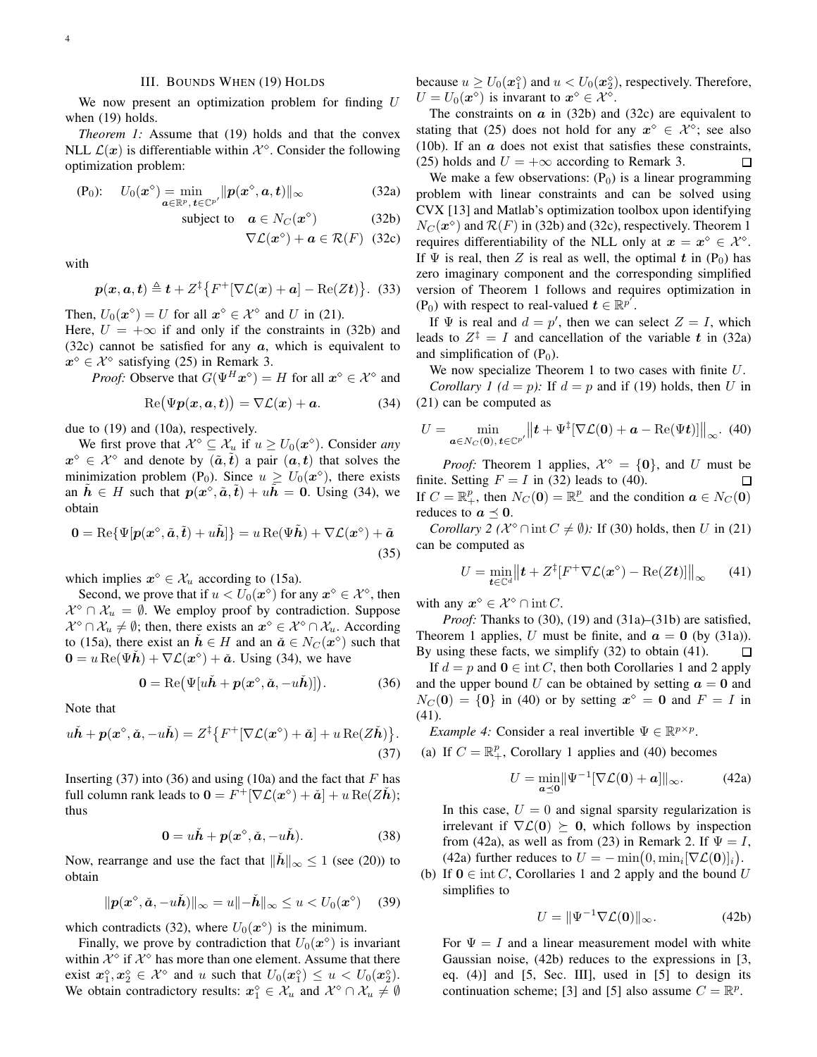## III. Bounds When (19) Holds

We now present an optimization problem for finding $U$ when (19) holds.

*Theorem 1:* Assume that (19) holds and that the convex NLL $\mathcal{L}(\boldsymbol{x})$ is differentiable within $\mathcal{X}^\diamond$. Consider the following optimization problem:

$$(\mathrm{P}_0): \quad U_0(\boldsymbol{x}^\diamond) = \min_{\boldsymbol{a}\in\mathbb{R}^p,\, \boldsymbol{t}\in\mathbb{C}^{p'}} \|\boldsymbol{p}(\boldsymbol{x}^\diamond, \boldsymbol{a}, \boldsymbol{t})\|_\infty \tag{32a}$$

$$\text{subject to} \quad \boldsymbol{a} \in N_C(\boldsymbol{x}^\diamond) \tag{32b}$$

$$\nabla\mathcal{L}(\boldsymbol{x}^\diamond) + \boldsymbol{a} \in \mathcal{R}(F) \tag{32c}$$

with

$$\boldsymbol{p}(\boldsymbol{x}, \boldsymbol{a}, \boldsymbol{t}) \triangleq \boldsymbol{t} + Z^\ddagger\big\{F^+[\nabla\mathcal{L}(\boldsymbol{x}) + \boldsymbol{a}] - \mathrm{Re}(Z\boldsymbol{t})\big\}. \tag{33}$$

Then, $U_0(\boldsymbol{x}^\diamond) = U$ for all $\boldsymbol{x}^\diamond \in \mathcal{X}^\diamond$ and $U$ in (21).

Here, $U = +\infty$ if and only if the constraints in (32b) and (32c) cannot be satisfied for any $\boldsymbol{a}$, which is equivalent to $\boldsymbol{x}^\diamond \in \mathcal{X}^\diamond$ satisfying (25) in Remark 3.

*Proof:* Observe that $G(\Psi^H\boldsymbol{x}^\diamond) = H$ for all $\boldsymbol{x}^\diamond \in \mathcal{X}^\diamond$ and

$$\mathrm{Re}\big(\Psi\boldsymbol{p}(\boldsymbol{x}, \boldsymbol{a}, \boldsymbol{t})\big) = \nabla\mathcal{L}(\boldsymbol{x}) + \boldsymbol{a}. \tag{34}$$

due to (19) and (10a), respectively.

We first prove that $\mathcal{X}^\diamond \subseteq \mathcal{X}_u$ if $u \geq U_0(\boldsymbol{x}^\diamond)$. Consider *any* $\boldsymbol{x}^\diamond \in \mathcal{X}^\diamond$ and denote by $(\tilde{\boldsymbol{a}}, \tilde{\boldsymbol{t}})$ a pair $(\boldsymbol{a}, \boldsymbol{t})$ that solves the minimization problem $(\mathrm{P}_0)$. Since $u \geq U_0(\boldsymbol{x}^\diamond)$, there exists an $\tilde{\boldsymbol{h}} \in H$ such that $\boldsymbol{p}(\boldsymbol{x}^\diamond, \tilde{\boldsymbol{a}}, \tilde{\boldsymbol{t}}) + u\tilde{\boldsymbol{h}} = \boldsymbol{0}$. Using (34), we obtain

$$\boldsymbol{0} = \mathrm{Re}\{\Psi[\boldsymbol{p}(\boldsymbol{x}^\diamond, \tilde{\boldsymbol{a}}, \tilde{\boldsymbol{t}}) + u\tilde{\boldsymbol{h}}]\} = u\,\mathrm{Re}(\Psi\tilde{\boldsymbol{h}}) + \nabla\mathcal{L}(\boldsymbol{x}^\diamond) + \tilde{\boldsymbol{a}} \tag{35}$$

which implies $\boldsymbol{x}^\diamond \in \mathcal{X}_u$ according to (15a).

Second, we prove that if $u < U_0(\boldsymbol{x}^\diamond)$ for any $\boldsymbol{x}^\diamond \in \mathcal{X}^\diamond$, then $\mathcal{X}^\diamond \cap \mathcal{X}_u = \emptyset$. We employ proof by contradiction. Suppose $\mathcal{X}^\diamond \cap \mathcal{X}_u \neq \emptyset$; then, there exists an $\boldsymbol{x}^\diamond \in \mathcal{X}^\diamond \cap \mathcal{X}_u$. According to (15a), there exist an $\check{\boldsymbol{h}} \in H$ and an $\check{\boldsymbol{a}} \in N_C(\boldsymbol{x}^\diamond)$ such that $\boldsymbol{0} = u\,\mathrm{Re}(\Psi\check{\boldsymbol{h}}) + \nabla\mathcal{L}(\boldsymbol{x}^\diamond) + \check{\boldsymbol{a}}$. Using (34), we have

$$\boldsymbol{0} = \mathrm{Re}\big(\Psi[u\check{\boldsymbol{h}} + \boldsymbol{p}(\boldsymbol{x}^\diamond, \check{\boldsymbol{a}}, -u\check{\boldsymbol{h}})]\big). \tag{36}$$

Note that

$$u\check{\boldsymbol{h}} + \boldsymbol{p}(\boldsymbol{x}^\diamond, \check{\boldsymbol{a}}, -u\check{\boldsymbol{h}}) = Z^\ddagger\big\{F^+[\nabla\mathcal{L}(\boldsymbol{x}^\diamond) + \check{\boldsymbol{a}}] + u\,\mathrm{Re}(Z\check{\boldsymbol{h}})\big\}. \tag{37}$$

Inserting (37) into (36) and using (10a) and the fact that $F$ has full column rank leads to $\boldsymbol{0} = F^+[\nabla\mathcal{L}(\boldsymbol{x}^\diamond) + \check{\boldsymbol{a}}] + u\,\mathrm{Re}(Z\check{\boldsymbol{h}})$; thus

$$\boldsymbol{0} = u\check{\boldsymbol{h}} + \boldsymbol{p}(\boldsymbol{x}^\diamond, \check{\boldsymbol{a}}, -u\check{\boldsymbol{h}}). \tag{38}$$

Now, rearrange and use the fact that $\|\check{\boldsymbol{h}}\|_\infty \leq 1$ (see (20)) to obtain

$$\|\boldsymbol{p}(\boldsymbol{x}^\diamond, \check{\boldsymbol{a}}, -u\check{\boldsymbol{h}})\|_\infty = u\|-\check{\boldsymbol{h}}\|_\infty \leq u < U_0(\boldsymbol{x}^\diamond) \tag{39}$$

which contradicts (32), where $U_0(\boldsymbol{x}^\diamond)$ is the minimum.

Finally, we prove by contradiction that $U_0(\boldsymbol{x}^\diamond)$ is invariant within $\mathcal{X}^\diamond$ if $\mathcal{X}^\diamond$ has more than one element. Assume that there exist $\boldsymbol{x}_1^\diamond, \boldsymbol{x}_2^\diamond \in \mathcal{X}^\diamond$ and $u$ such that $U_0(\boldsymbol{x}_1^\diamond) \leq u < U_0(\boldsymbol{x}_2^\diamond)$. We obtain contradictory results: $\boldsymbol{x}_1^\diamond \in \mathcal{X}_u$ and $\mathcal{X}^\diamond \cap \mathcal{X}_u \neq \emptyset$ because $u \geq U_0(\boldsymbol{x}_1^\diamond)$ and $u < U_0(\boldsymbol{x}_2^\diamond)$, respectively. Therefore, $U = U_0(\boldsymbol{x}^\diamond)$ is invariant to $\boldsymbol{x}^\diamond \in \mathcal{X}^\diamond$.

The constraints on $\boldsymbol{a}$ in (32b) and (32c) are equivalent to stating that (25) does not hold for any $\boldsymbol{x}^\diamond \in \mathcal{X}^\diamond$; see also (10b). If an $\boldsymbol{a}$ does not exist that satisfies these constraints, (25) holds and $U = +\infty$ according to Remark 3. $\square$

We make a few observations: $(\mathrm{P}_0)$ is a linear programming problem with linear constraints and can be solved using CVX [13] and Matlab's optimization toolbox upon identifying $N_C(\boldsymbol{x}^\diamond)$ and $\mathcal{R}(F)$ in (32b) and (32c), respectively. Theorem 1 requires differentiability of the NLL only at $\boldsymbol{x} = \boldsymbol{x}^\diamond \in \mathcal{X}^\diamond$. If $\Psi$ is real, then $Z$ is real as well, the optimal $\boldsymbol{t}$ in $(\mathrm{P}_0)$ has zero imaginary component and the corresponding simplified version of Theorem 1 follows and requires optimization in $(\mathrm{P}_0)$ with respect to real-valued $\boldsymbol{t} \in \mathbb{R}^{p'}$.

If $\Psi$ is real and $d = p'$, then we can select $Z = I$, which leads to $Z^\ddagger = I$ and cancellation of the variable $\boldsymbol{t}$ in (32a) and simplification of $(\mathrm{P}_0)$.

We now specialize Theorem 1 to two cases with finite $U$.

*Corollary 1 ($d = p$):* If $d = p$ and if (19) holds, then $U$ in (21) can be computed as

$$U = \min_{\boldsymbol{a}\in N_C(\boldsymbol{0}),\, \boldsymbol{t}\in\mathbb{C}^{p'}} \big\|\boldsymbol{t} + \Psi^\ddagger[\nabla\mathcal{L}(\boldsymbol{0}) + \boldsymbol{a} - \mathrm{Re}(\Psi\boldsymbol{t})]\big\|_\infty. \tag{40}$$

*Proof:* Theorem 1 applies, $\mathcal{X}^\diamond = \{\boldsymbol{0}\}$, and $U$ must be finite. Setting $F = I$ in (32) leads to (40). $\square$

If $C = \mathbb{R}_+^p$, then $N_C(\boldsymbol{0}) = \mathbb{R}_-^p$ and the condition $\boldsymbol{a} \in N_C(\boldsymbol{0})$ reduces to $\boldsymbol{a} \preceq \boldsymbol{0}$.

*Corollary 2 ($\mathcal{X}^\diamond \cap \mathrm{int}\, C \neq \emptyset$):* If (30) holds, then $U$ in (21) can be computed as

$$U = \min_{\boldsymbol{t}\in\mathbb{C}^d} \big\|\boldsymbol{t} + Z^\ddagger[F^+\nabla\mathcal{L}(\boldsymbol{x}^\diamond) - \mathrm{Re}(Z\boldsymbol{t})]\big\|_\infty \tag{41}$$

with any $\boldsymbol{x}^\diamond \in \mathcal{X}^\diamond \cap \mathrm{int}\, C$.

*Proof:* Thanks to (30), (19) and (31a)–(31b) are satisfied, Theorem 1 applies, $U$ must be finite, and $\boldsymbol{a} = \boldsymbol{0}$ (by (31a)). By using these facts, we simplify (32) to obtain (41). $\square$

If $d = p$ and $\boldsymbol{0} \in \mathrm{int}\, C$, then both Corollaries 1 and 2 apply and the upper bound $U$ can be obtained by setting $\boldsymbol{a} = \boldsymbol{0}$ and $N_C(\boldsymbol{0}) = \{\boldsymbol{0}\}$ in (40) or by setting $\boldsymbol{x}^\diamond = \boldsymbol{0}$ and $F = I$ in (41).

*Example 4:* Consider a real invertible $\Psi \in \mathbb{R}^{p\times p}$.

(a) If $C = \mathbb{R}_+^p$, Corollary 1 applies and (40) becomes

$$U = \min_{\boldsymbol{a}\preceq\boldsymbol{0}} \|\Psi^{-1}[\nabla\mathcal{L}(\boldsymbol{0}) + \boldsymbol{a}]\|_\infty. \tag{42a}$$

In this case, $U = 0$ and signal sparsity regularization is irrelevant if $\nabla\mathcal{L}(\boldsymbol{0}) \succeq \boldsymbol{0}$, which follows by inspection from (42a), as well as from (23) in Remark 2. If $\Psi = I$, (42a) further reduces to $U = -\min\big(0, \min_i[\nabla\mathcal{L}(\boldsymbol{0})]_i\big)$.

(b) If $\boldsymbol{0} \in \mathrm{int}\, C$, Corollaries 1 and 2 apply and the bound $U$ simplifies to

$$U = \|\Psi^{-1}\nabla\mathcal{L}(\boldsymbol{0})\|_\infty. \tag{42b}$$

For $\Psi = I$ and a linear measurement model with white Gaussian noise, (42b) reduces to the expressions in [3, eq. (4)] and [5, Sec. III], used in [5] to design its continuation scheme; [3] and [5] also assume $C = \mathbb{R}^p$.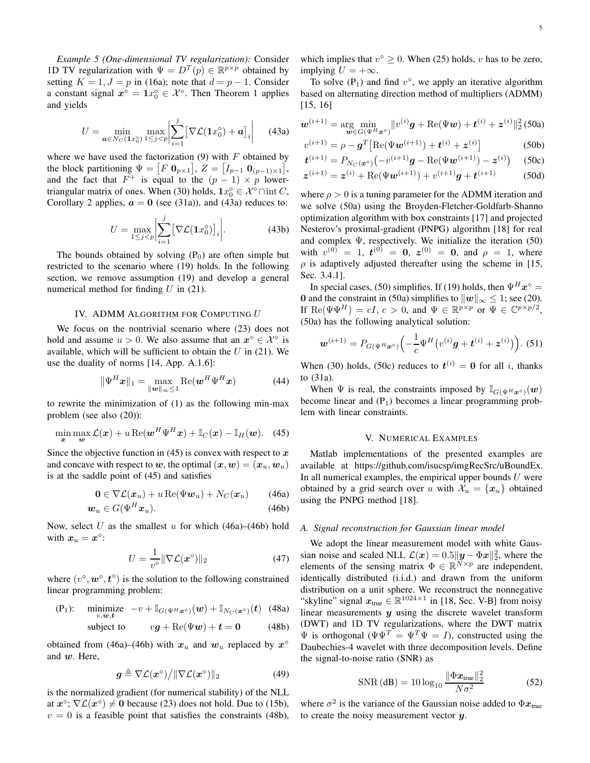*Example 5 (One-dimensional TV regularization):* Consider 1D TV regularization with $\Psi = D^T(p) \in \mathbb{R}^{p\times p}$ obtained by setting $K = 1, J = p$ in (16a); note that $d = p - 1$. Consider a constant signal $\boldsymbol{x}^\diamond = \boldsymbol{1}x_0^\diamond \in \mathcal{X}^\diamond$. Then Theorem 1 applies and yields

$$U = \min_{\boldsymbol{a}\in N_C(\boldsymbol{1}x_0^\diamond)} \max_{1\le j<p} \left| \sum_{i=1}^{j} \left[\nabla\mathcal{L}(\boldsymbol{1}x_0^\diamond) + \boldsymbol{a}\right]_i \right| \tag{43a}$$

where we have used the factorization (9) with $F$ obtained by the block partitioning $\Psi = \begin{bmatrix} F & \boldsymbol{0}_{p\times 1}\end{bmatrix}$, $Z = \begin{bmatrix} I_{p-1} & \boldsymbol{0}_{(p-1)\times 1}\end{bmatrix}$, and the fact that $F^+$ is equal to the $(p-1)\times p$ lower-triangular matrix of ones. When (30) holds, $\boldsymbol{1}x_0^\diamond \in \mathcal{X}^\diamond \cap \operatorname{int} C$, Corollary 2 applies, $\boldsymbol{a} = \boldsymbol{0}$ (see (31a)), and (43a) reduces to:

$$U = \max_{1\le j<p} \left| \sum_{i=1}^{j} \left[\nabla\mathcal{L}(\boldsymbol{1}x_0^\diamond)\right]_i \right|. \tag{43b}$$

The bounds obtained by solving (P$_0$) are often simple but restricted to the scenario where (19) holds. In the following section, we remove assumption (19) and develop a general numerical method for finding $U$ in (21).

## IV. ADMM Algorithm for Computing $U$

We focus on the nontrivial scenario where (23) does not hold and assume $u > 0$. We also assume that an $\boldsymbol{x}^\diamond \in \mathcal{X}^\diamond$ is available, which will be sufficient to obtain the $U$ in (21). We use the duality of norms [14, App. A.1.6]:

$$\|\Psi^H \boldsymbol{x}\|_1 = \max_{\|\boldsymbol{w}\|_\infty \le 1} \operatorname{Re}(\boldsymbol{w}^H \Psi^H \boldsymbol{x}) \tag{44}$$

to rewrite the minimization of (1) as the following min-max problem (see also (20)):

$$\min_{\boldsymbol{x}} \max_{\boldsymbol{w}} \mathcal{L}(\boldsymbol{x}) + u \operatorname{Re}(\boldsymbol{w}^H \Psi^H \boldsymbol{x}) + \mathbb{I}_C(\boldsymbol{x}) - \mathbb{I}_H(\boldsymbol{w}). \tag{45}$$

Since the objective function in (45) is convex with respect to $\boldsymbol{x}$ and concave with respect to $\boldsymbol{w}$, the optimal $(\boldsymbol{x}, \boldsymbol{w}) = (\boldsymbol{x}_u, \boldsymbol{w}_u)$ is at the saddle point of (45) and satisfies

$$\boldsymbol{0} \in \nabla\mathcal{L}(\boldsymbol{x}_u) + u \operatorname{Re}(\Psi \boldsymbol{w}_u) + N_C(\boldsymbol{x}_u) \tag{46a}$$

$$\boldsymbol{w}_u \in G(\Psi^H \boldsymbol{x}_u). \tag{46b}$$

Now, select $U$ as the smallest $u$ for which (46a)–(46b) hold with $\boldsymbol{x}_u = \boldsymbol{x}^\diamond$:

$$U = \frac{1}{v^\diamond} \|\nabla\mathcal{L}(\boldsymbol{x}^\diamond)\|_2 \tag{47}$$

where $(v^\diamond, \boldsymbol{w}^\diamond, \boldsymbol{t}^\diamond)$ is the solution to the following constrained linear programming problem:

$$(\mathrm{P}_1): \quad \underset{v, \boldsymbol{w}, \boldsymbol{t}}{\text{minimize}} \quad -v + \mathbb{I}_{G(\Psi^H \boldsymbol{x}^\diamond)}(\boldsymbol{w}) + \mathbb{I}_{N_C(\boldsymbol{x}^\diamond)}(\boldsymbol{t}) \tag{48a}$$

$$\text{subject to} \quad v\boldsymbol{g} + \operatorname{Re}(\Psi \boldsymbol{w}) + \boldsymbol{t} = \boldsymbol{0} \tag{48b}$$

obtained from (46a)–(46b) with $\boldsymbol{x}_u$ and $\boldsymbol{w}_u$ replaced by $\boldsymbol{x}^\diamond$ and $\boldsymbol{w}$. Here,

$$\boldsymbol{g} \triangleq \nabla\mathcal{L}(\boldsymbol{x}^\diamond) \big/ \|\nabla\mathcal{L}(\boldsymbol{x}^\diamond)\|_2 \tag{49}$$

is the normalized gradient (for numerical stability) of the NLL at $\boldsymbol{x}^\diamond$; $\nabla\mathcal{L}(\boldsymbol{x}^\diamond) \ne \boldsymbol{0}$ because (23) does not hold. Due to (15b), $v = 0$ is a feasible point that satisfies the constraints (48b), which implies that $v^\diamond \ge 0$. When (25) holds, $v$ has to be zero, implying $U = +\infty$.

To solve (P$_1$) and find $v^\diamond$, we apply an iterative algorithm based on alternating direction method of multipliers (ADMM) [15, 16]

$$\boldsymbol{w}^{(i+1)} = \arg\min_{\boldsymbol{w}\in G(\Psi^H \boldsymbol{x}^\diamond)} \|v^{(i)}\boldsymbol{g} + \operatorname{Re}(\Psi\boldsymbol{w}) + \boldsymbol{t}^{(i)} + \boldsymbol{z}^{(i)}\|_2^2 \tag{50a}$$

$$v^{(i+1)} = \rho - \boldsymbol{g}^T\left[\operatorname{Re}(\Psi\boldsymbol{w}^{(i+1)}) + \boldsymbol{t}^{(i)} + \boldsymbol{z}^{(i)}\right] \tag{50b}$$

$$\boldsymbol{t}^{(i+1)} = P_{N_C(\boldsymbol{x}^\diamond)}\left(-v^{(i+1)}\boldsymbol{g} - \operatorname{Re}(\Psi\boldsymbol{w}^{(i+1)}) - \boldsymbol{z}^{(i)}\right) \tag{50c}$$

$$\boldsymbol{z}^{(i+1)} = \boldsymbol{z}^{(i)} + \operatorname{Re}(\Psi\boldsymbol{w}^{(i+1)}) + v^{(i+1)}\boldsymbol{g} + \boldsymbol{t}^{(i+1)} \tag{50d}$$

where $\rho > 0$ is a tuning parameter for the ADMM iteration and we solve (50a) using the Broyden-Fletcher-Goldfarb-Shanno optimization algorithm with box constraints [17] and projected Nesterov's proximal-gradient (PNPG) algorithm [18] for real and complex $\Psi$, respectively. We initialize the iteration (50) with $v^{(0)} = 1$, $\boldsymbol{t}^{(0)} = \boldsymbol{0}$, $\boldsymbol{z}^{(0)} = \boldsymbol{0}$, and $\rho = 1$, where $\rho$ is adaptively adjusted thereafter using the scheme in [15, Sec. 3.4.1].

In special cases, (50) simplifies. If (19) holds, then $\Psi^H\boldsymbol{x}^\diamond = \boldsymbol{0}$ and the constraint in (50a) simplifies to $\|\boldsymbol{w}\|_\infty \le 1$; see (20). If $\operatorname{Re}(\Psi\Psi^H) = cI$, $c > 0$, and $\Psi \in \mathbb{R}^{p\times p}$ or $\Psi \in \mathbb{C}^{p\times p/2}$, (50a) has the following analytical solution:

$$\boldsymbol{w}^{(i+1)} = P_{G(\Psi^H\boldsymbol{x}^\diamond)}\Big(-\frac{1}{c}\Psi^H\big(v^{(i)}\boldsymbol{g} + \boldsymbol{t}^{(i)} + \boldsymbol{z}^{(i)}\big)\Big). \tag{51}$$

When (30) holds, (50c) reduces to $\boldsymbol{t}^{(i)} = \boldsymbol{0}$ for all $i$, thanks to (31a).

When $\Psi$ is real, the constraints imposed by $\mathbb{I}_{G(\Psi^H\boldsymbol{x}^\diamond)}(\boldsymbol{w})$ become linear and (P$_1$) becomes a linear programming problem with linear constraints.

## V. Numerical Examples

Matlab implementations of the presented examples are available at https://github.com/isucsp/imgRecSrc/uBoundEx. In all numerical examples, the empirical upper bounds $U$ were obtained by a grid search over $u$ with $\mathcal{X}_u = \{\boldsymbol{x}_u\}$ obtained using the PNPG method [18].

### A. Signal reconstruction for Gaussian linear model

We adopt the linear measurement model with white Gaussian noise and scaled NLL $\mathcal{L}(\boldsymbol{x}) = 0.5\|\boldsymbol{y} - \Phi\boldsymbol{x}\|_2^2$, where the elements of the sensing matrix $\Phi \in \mathbb{R}^{N\times p}$ are independent, identically distributed (i.i.d.) and drawn from the uniform distribution on a unit sphere. We reconstruct the nonnegative "skyline" signal $\boldsymbol{x}_{\text{true}} \in \mathbb{R}^{1024\times 1}$ in [18, Sec. V-B] from noisy linear measurements $\boldsymbol{y}$ using the discrete wavelet transform (DWT) and 1D TV regularizations, where the DWT matrix $\Psi$ is orthogonal ($\Psi\Psi^T = \Psi^T\Psi = I$), constructed using the Daubechies-4 wavelet with three decomposition levels. Define the signal-to-noise ratio (SNR) as

$$\text{SNR (dB)} = 10\log_{10}\frac{\|\Phi\boldsymbol{x}_{\text{true}}\|_2^2}{N\sigma^2} \tag{52}$$

where $\sigma^2$ is the variance of the Gaussian noise added to $\Phi\boldsymbol{x}_{\text{true}}$ to create the noisy measurement vector $\boldsymbol{y}$.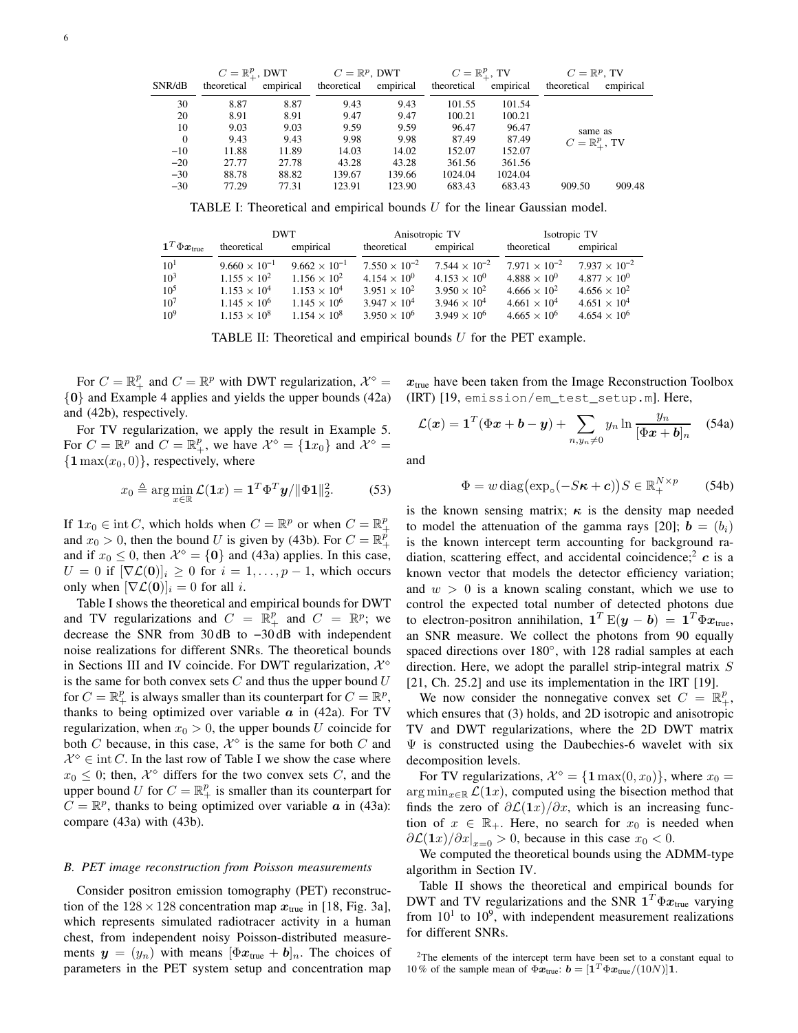| SNR/dB | $C = \mathbb{R}_+^p$, DWT | | $C = \mathbb{R}^p$, DWT | | $C = \mathbb{R}_+^p$, TV | | $C = \mathbb{R}^p$, TV | |
|---|---|---|---|---|---|---|---|---|
| | theoretical | empirical | theoretical | empirical | theoretical | empirical | theoretical | empirical |
| 30 | 8.87 | 8.87 | 9.43 | 9.43 | 101.55 | 101.54 | same as $C = \mathbb{R}_+^p$, TV | |
| 20 | 8.91 | 8.91 | 9.47 | 9.47 | 100.21 | 100.21 | | |
| 10 | 9.03 | 9.03 | 9.59 | 9.59 | 96.47 | 96.47 | | |
| 0 | 9.43 | 9.43 | 9.98 | 9.98 | 87.49 | 87.49 | | |
| −10 | 11.88 | 11.89 | 14.03 | 14.02 | 152.07 | 152.07 | | |
| −20 | 27.77 | 27.78 | 43.28 | 43.28 | 361.56 | 361.56 | | |
| −30 | 88.78 | 88.82 | 139.67 | 139.66 | 1024.04 | 1024.04 | | |
| −30 | 77.29 | 77.31 | 123.91 | 123.90 | 683.43 | 683.43 | 909.50 | 909.48 |

TABLE I: Theoretical and empirical bounds $U$ for the linear Gaussian model.

| $\mathbf{1}^T\Phi\boldsymbol{x}_{\text{true}}$ | DWT | | Anisotropic TV | | Isotropic TV | |
|---|---|---|---|---|---|---|
| | theoretical | empirical | theoretical | empirical | theoretical | empirical |
| $10^1$ | $9.660 \times 10^{-1}$ | $9.662 \times 10^{-1}$ | $7.550 \times 10^{-2}$ | $7.544 \times 10^{-2}$ | $7.971 \times 10^{-2}$ | $7.937 \times 10^{-2}$ |
| $10^3$ | $1.155 \times 10^2$ | $1.156 \times 10^2$ | $4.154 \times 10^0$ | $4.153 \times 10^0$ | $4.888 \times 10^0$ | $4.877 \times 10^0$ |
| $10^5$ | $1.153 \times 10^4$ | $1.153 \times 10^4$ | $3.951 \times 10^2$ | $3.950 \times 10^2$ | $4.666 \times 10^2$ | $4.656 \times 10^2$ |
| $10^7$ | $1.145 \times 10^6$ | $1.145 \times 10^6$ | $3.947 \times 10^4$ | $3.946 \times 10^4$ | $4.661 \times 10^4$ | $4.651 \times 10^4$ |
| $10^9$ | $1.153 \times 10^8$ | $1.154 \times 10^8$ | $3.950 \times 10^6$ | $3.949 \times 10^6$ | $4.665 \times 10^6$ | $4.654 \times 10^6$ |

TABLE II: Theoretical and empirical bounds $U$ for the PET example.

For $C = \mathbb{R}_+^p$ and $C = \mathbb{R}^p$ with DWT regularization, $\mathcal{X}^\diamond = \{\mathbf{0}\}$ and Example 4 applies and yields the upper bounds (42a) and (42b), respectively.

For TV regularization, we apply the result in Example 5. For $C = \mathbb{R}^p$ and $C = \mathbb{R}_+^p$, we have $\mathcal{X}^\diamond = \{\mathbf{1}x_0\}$ and $\mathcal{X}^\diamond = \{\mathbf{1}\max(x_0, 0)\}$, respectively, where

$$x_0 \triangleq \arg\min_{x \in \mathbb{R}} \mathcal{L}(\mathbf{1}x) = \mathbf{1}^T\Phi^T\boldsymbol{y}/\|\Phi\mathbf{1}\|_2^2. \tag{53}$$

If $\mathbf{1}x_0 \in \operatorname{int} C$, which holds when $C = \mathbb{R}^p$ or when $C = \mathbb{R}_+^p$ and $x_0 > 0$, then the bound $U$ is given by (43b). For $C = \mathbb{R}_+^p$ and if $x_0 \leq 0$, then $\mathcal{X}^\diamond = \{\mathbf{0}\}$ and (43a) applies. In this case, $U = 0$ if $[\nabla\mathcal{L}(\mathbf{0})]_i \geq 0$ for $i = 1, \ldots, p-1$, which occurs only when $[\nabla\mathcal{L}(\mathbf{0})]_i = 0$ for all $i$.

Table I shows the theoretical and empirical bounds for DWT and TV regularizations and $C = \mathbb{R}_+^p$ and $C = \mathbb{R}^p$; we decrease the SNR from 30 dB to −30 dB with independent noise realizations for different SNRs. The theoretical bounds in Sections III and IV coincide. For DWT regularization, $\mathcal{X}^\diamond$ is the same for both convex sets $C$ and thus the upper bound $U$ for $C = \mathbb{R}_+^p$ is always smaller than its counterpart for $C = \mathbb{R}^p$, thanks to being optimized over variable $\boldsymbol{a}$ in (42a). For TV regularization, when $x_0 > 0$, the upper bounds $U$ coincide for both $C$ because, in this case, $\mathcal{X}^\diamond$ is the same for both $C$ and $\mathcal{X}^\diamond \in \operatorname{int} C$. In the last row of Table I we show the case where $x_0 \leq 0$; then, $\mathcal{X}^\diamond$ differs for the two convex sets $C$, and the upper bound $U$ for $C = \mathbb{R}_+^p$ is smaller than its counterpart for $C = \mathbb{R}^p$, thanks to being optimized over variable $\boldsymbol{a}$ in (43a): compare (43a) with (43b).

### B. PET image reconstruction from Poisson measurements

Consider positron emission tomography (PET) reconstruction of the $128 \times 128$ concentration map $\boldsymbol{x}_{\text{true}}$ in [18, Fig. 3a], which represents simulated radiotracer activity in a human chest, from independent noisy Poisson-distributed measurements $\boldsymbol{y} = (y_n)$ with means $[\Phi\boldsymbol{x}_{\text{true}} + \boldsymbol{b}]_n$. The choices of parameters in the PET system setup and concentration map $\boldsymbol{x}_{\text{true}}$ have been taken from the Image Reconstruction Toolbox (IRT) [19, `emission/em_test_setup.m`]. Here,

$$\mathcal{L}(\boldsymbol{x}) = \mathbf{1}^T(\Phi\boldsymbol{x} + \boldsymbol{b} - \boldsymbol{y}) + \sum_{n, y_n \neq 0} y_n \ln \frac{y_n}{[\Phi\boldsymbol{x} + \boldsymbol{b}]_n} \tag{54a}$$

and

$$\Phi = w \operatorname{diag}\big(\exp_\circ(-S\boldsymbol{\kappa} + \boldsymbol{c})\big) S \in \mathbb{R}_+^{N \times p} \tag{54b}$$

is the known sensing matrix; $\boldsymbol{\kappa}$ is the density map needed to model the attenuation of the gamma rays [20]; $\boldsymbol{b} = (b_i)$ is the known intercept term accounting for background radiation, scattering effect, and accidental coincidence;[2] $\boldsymbol{c}$ is a known vector that models the detector efficiency variation; and $w > 0$ is a known scaling constant, which we use to control the expected total number of detected photons due to electron-positron annihilation, $\mathbf{1}^T \operatorname{E}(\boldsymbol{y} - \boldsymbol{b}) = \mathbf{1}^T\Phi\boldsymbol{x}_{\text{true}}$, an SNR measure. We collect the photons from 90 equally spaced directions over 180°, with 128 radial samples at each direction. Here, we adopt the parallel strip-integral matrix $S$ [21, Ch. 25.2] and use its implementation in the IRT [19].

We now consider the nonnegative convex set $C = \mathbb{R}_+^p$, which ensures that (3) holds, and 2D isotropic and anisotropic TV and DWT regularizations, where the 2D DWT matrix $\Psi$ is constructed using the Daubechies-6 wavelet with six decomposition levels.

For TV regularizations, $\mathcal{X}^\diamond = \{\mathbf{1}\max(0, x_0)\}$, where $x_0 = \arg\min_{x \in \mathbb{R}} \mathcal{L}(\mathbf{1}x)$, computed using the bisection method that finds the zero of $\partial\mathcal{L}(\mathbf{1}x)/\partial x$, which is an increasing function of $x \in \mathbb{R}_+$. Here, no search for $x_0$ is needed when $\partial\mathcal{L}(\mathbf{1}x)/\partial x|_{x=0} > 0$, because in this case $x_0 < 0$.

We computed the theoretical bounds using the ADMM-type algorithm in Section IV.

Table II shows the theoretical and empirical bounds for DWT and TV regularizations and the SNR $\mathbf{1}^T\Phi\boldsymbol{x}_{\text{true}}$ varying from $10^1$ to $10^9$, with independent measurement realizations for different SNRs.

[2] The elements of the intercept term have been set to a constant equal to 10 % of the sample mean of $\Phi\boldsymbol{x}_{\text{true}}$: $\boldsymbol{b} = [\mathbf{1}^T\Phi\boldsymbol{x}_{\text{true}}/(10N)]\mathbf{1}$.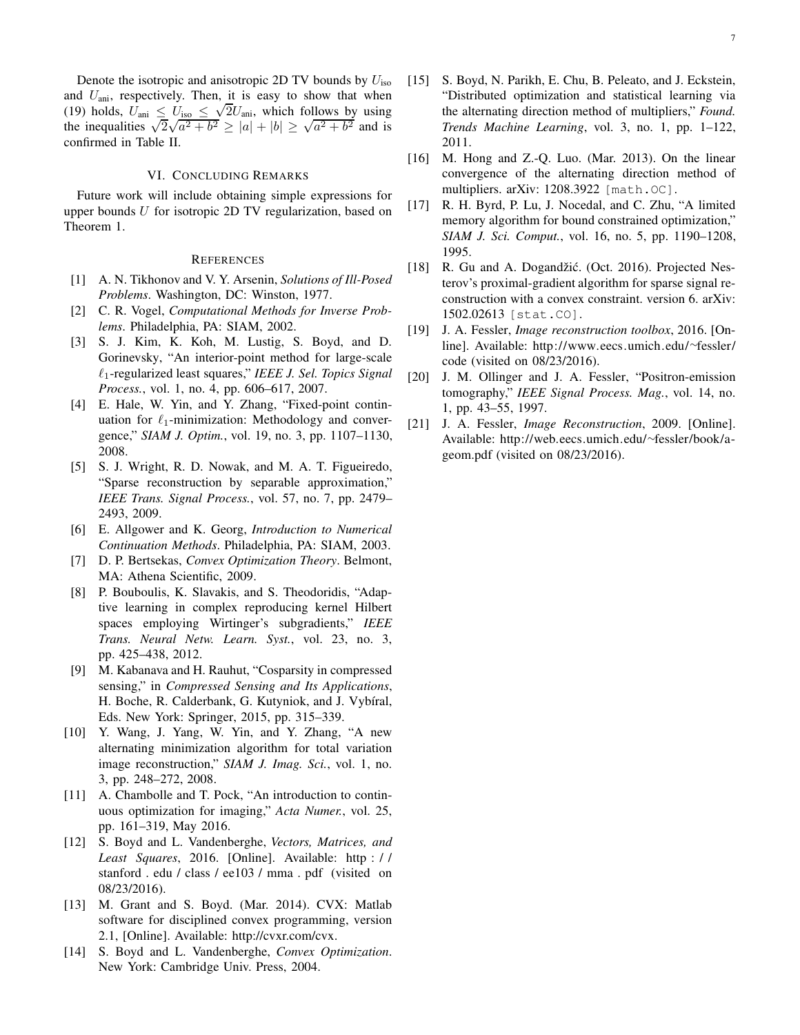Denote the isotropic and anisotropic 2D TV bounds by $U_{\text{iso}}$ and $U_{\text{ani}}$, respectively. Then, it is easy to show that when (19) holds, $U_{\text{ani}} \leq U_{\text{iso}} \leq \sqrt{2} U_{\text{ani}}$, which follows by using the inequalities $\sqrt{2}\sqrt{a^2+b^2} \geq |a| + |b| \geq \sqrt{a^2+b^2}$ and is confirmed in Table II.

## VI. Concluding Remarks

Future work will include obtaining simple expressions for upper bounds $U$ for isotropic 2D TV regularization, based on Theorem 1.

## References

[1] A. N. Tikhonov and V. Y. Arsenin, *Solutions of Ill-Posed Problems*. Washington, DC: Winston, 1977.

[2] C. R. Vogel, *Computational Methods for Inverse Problems*. Philadelphia, PA: SIAM, 2002.

[3] S. J. Kim, K. Koh, M. Lustig, S. Boyd, and D. Gorinevsky, "An interior-point method for large-scale $\ell_1$-regularized least squares," *IEEE J. Sel. Topics Signal Process.*, vol. 1, no. 4, pp. 606–617, 2007.

[4] E. Hale, W. Yin, and Y. Zhang, "Fixed-point continuation for $\ell_1$-minimization: Methodology and convergence," *SIAM J. Optim.*, vol. 19, no. 3, pp. 1107–1130, 2008.

[5] S. J. Wright, R. D. Nowak, and M. A. T. Figueiredo, "Sparse reconstruction by separable approximation," *IEEE Trans. Signal Process.*, vol. 57, no. 7, pp. 2479–2493, 2009.

[6] E. Allgower and K. Georg, *Introduction to Numerical Continuation Methods*. Philadelphia, PA: SIAM, 2003.

[7] D. P. Bertsekas, *Convex Optimization Theory*. Belmont, MA: Athena Scientific, 2009.

[8] P. Bouboulis, K. Slavakis, and S. Theodoridis, "Adaptive learning in complex reproducing kernel Hilbert spaces employing Wirtinger's subgradients," *IEEE Trans. Neural Netw. Learn. Syst.*, vol. 23, no. 3, pp. 425–438, 2012.

[9] M. Kabanava and H. Rauhut, "Cosparsity in compressed sensing," in *Compressed Sensing and Its Applications*, H. Boche, R. Calderbank, G. Kutyniok, and J. Vybíral, Eds. New York: Springer, 2015, pp. 315–339.

[10] Y. Wang, J. Yang, W. Yin, and Y. Zhang, "A new alternating minimization algorithm for total variation image reconstruction," *SIAM J. Imag. Sci.*, vol. 1, no. 3, pp. 248–272, 2008.

[11] A. Chambolle and T. Pock, "An introduction to continuous optimization for imaging," *Acta Numer.*, vol. 25, pp. 161–319, May 2016.

[12] S. Boyd and L. Vandenberghe, *Vectors, Matrices, and Least Squares*, 2016. [Online]. Available: http : / / stanford . edu / class / ee103 / mma . pdf (visited on 08/23/2016).

[13] M. Grant and S. Boyd. (Mar. 2014). CVX: Matlab software for disciplined convex programming, version 2.1, [Online]. Available: http://cvxr.com/cvx.

[14] S. Boyd and L. Vandenberghe, *Convex Optimization*. New York: Cambridge Univ. Press, 2004.

[15] S. Boyd, N. Parikh, E. Chu, B. Peleato, and J. Eckstein, "Distributed optimization and statistical learning via the alternating direction method of multipliers," *Found. Trends Machine Learning*, vol. 3, no. 1, pp. 1–122, 2011.

[16] M. Hong and Z.-Q. Luo. (Mar. 2013). On the linear convergence of the alternating direction method of multipliers. arXiv: 1208.3922 [math.OC].

[17] R. H. Byrd, P. Lu, J. Nocedal, and C. Zhu, "A limited memory algorithm for bound constrained optimization," *SIAM J. Sci. Comput.*, vol. 16, no. 5, pp. 1190–1208, 1995.

[18] R. Gu and A. Dogandžić. (Oct. 2016). Projected Nesterov's proximal-gradient algorithm for sparse signal reconstruction with a convex constraint. version 6. arXiv: 1502.02613 [stat.CO].

[19] J. A. Fessler, *Image reconstruction toolbox*, 2016. [Online]. Available: http://www.eecs.umich.edu/~fessler/code (visited on 08/23/2016).

[20] J. M. Ollinger and J. A. Fessler, "Positron-emission tomography," *IEEE Signal Process. Mag.*, vol. 14, no. 1, pp. 43–55, 1997.

[21] J. A. Fessler, *Image Reconstruction*, 2009. [Online]. Available: http://web.eecs.umich.edu/~fessler/book/a-geom.pdf (visited on 08/23/2016).